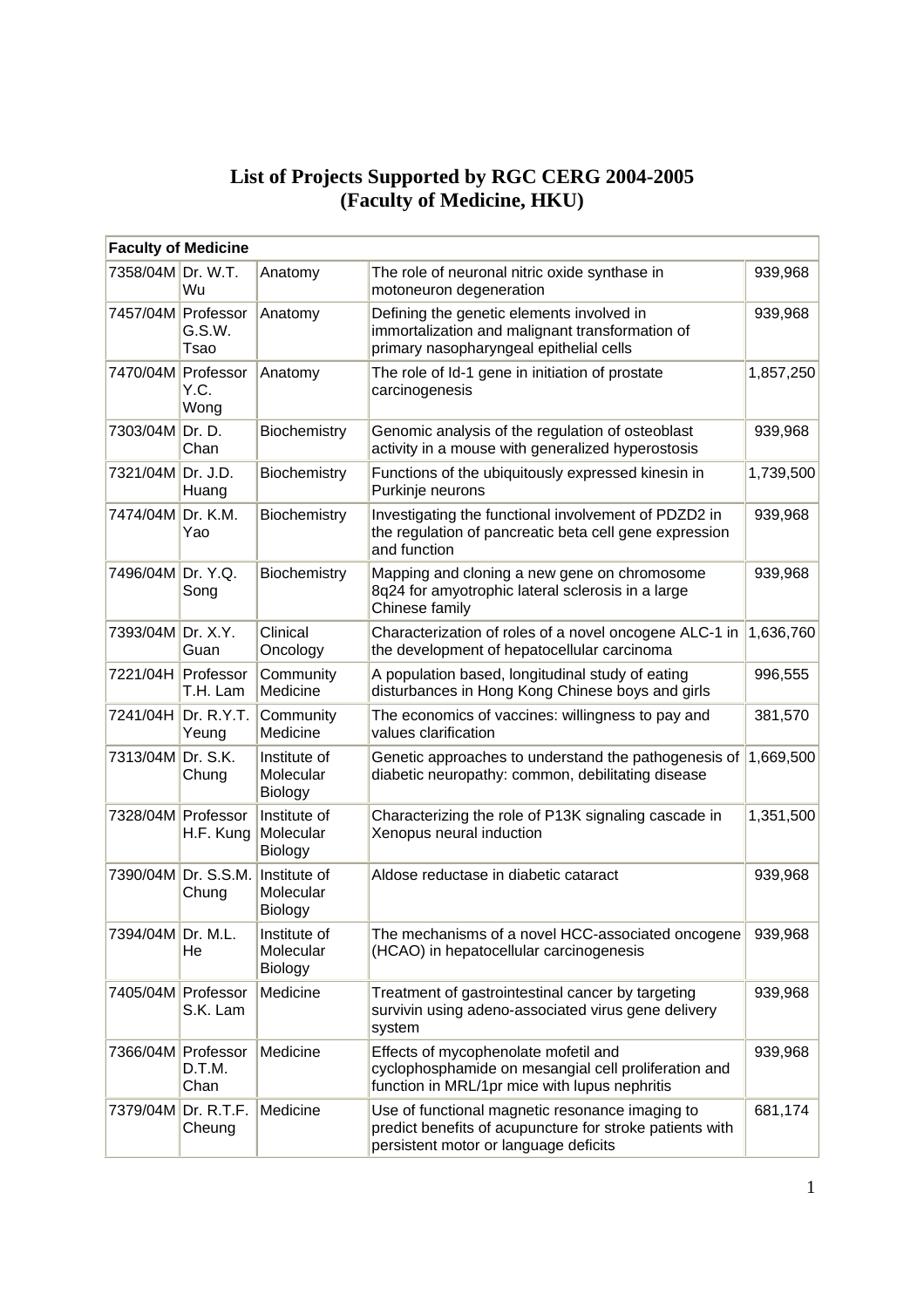# List of Projects Supported by RGC CERG 2004-2005
# (Faculty of Medicine, HKU)

| Faculty of Medicine | | | | |
|---|---|---|---|---|
| 7358/04M | Dr. W.T. Wu | Anatomy | The role of neuronal nitric oxide synthase in motoneuron degeneration | 939,968 |
| 7457/04M | Professor G.S.W. Tsao | Anatomy | Defining the genetic elements involved in immortalization and malignant transformation of primary nasopharyngeal epithelial cells | 939,968 |
| 7470/04M | Professor Y.C. Wong | Anatomy | The role of Id-1 gene in initiation of prostate carcinogenesis | 1,857,250 |
| 7303/04M | Dr. D. Chan | Biochemistry | Genomic analysis of the regulation of osteoblast activity in a mouse with generalized hyperostosis | 939,968 |
| 7321/04M | Dr. J.D. Huang | Biochemistry | Functions of the ubiquitously expressed kinesin in Purkinje neurons | 1,739,500 |
| 7474/04M | Dr. K.M. Yao | Biochemistry | Investigating the functional involvement of PDZD2 in the regulation of pancreatic beta cell gene expression and function | 939,968 |
| 7496/04M | Dr. Y.Q. Song | Biochemistry | Mapping and cloning a new gene on chromosome 8q24 for amyotrophic lateral sclerosis in a large Chinese family | 939,968 |
| 7393/04M | Dr. X.Y. Guan | Clinical Oncology | Characterization of roles of a novel oncogene ALC-1 in the development of hepatocellular carcinoma | 1,636,760 |
| 7221/04H | Professor T.H. Lam | Community Medicine | A population based, longitudinal study of eating disturbances in Hong Kong Chinese boys and girls | 996,555 |
| 7241/04H | Dr. R.Y.T. Yeung | Community Medicine | The economics of vaccines: willingness to pay and values clarification | 381,570 |
| 7313/04M | Dr. S.K. Chung | Institute of Molecular Biology | Genetic approaches to understand the pathogenesis of diabetic neuropathy: common, debilitating disease | 1,669,500 |
| 7328/04M | Professor H.F. Kung | Institute of Molecular Biology | Characterizing the role of P13K signaling cascade in Xenopus neural induction | 1,351,500 |
| 7390/04M | Dr. S.S.M. Chung | Institute of Molecular Biology | Aldose reductase in diabetic cataract | 939,968 |
| 7394/04M | Dr. M.L. He | Institute of Molecular Biology | The mechanisms of a novel HCC-associated oncogene (HCAO) in hepatocellular carcinogenesis | 939,968 |
| 7405/04M | Professor S.K. Lam | Medicine | Treatment of gastrointestinal cancer by targeting survivin using adeno-associated virus gene delivery system | 939,968 |
| 7366/04M | Professor D.T.M. Chan | Medicine | Effects of mycophenolate mofetil and cyclophosphamide on mesangial cell proliferation and function in MRL/1pr mice with lupus nephritis | 939,968 |
| 7379/04M | Dr. R.T.F. Cheung | Medicine | Use of functional magnetic resonance imaging to predict benefits of acupuncture for stroke patients with persistent motor or language deficits | 681,174 |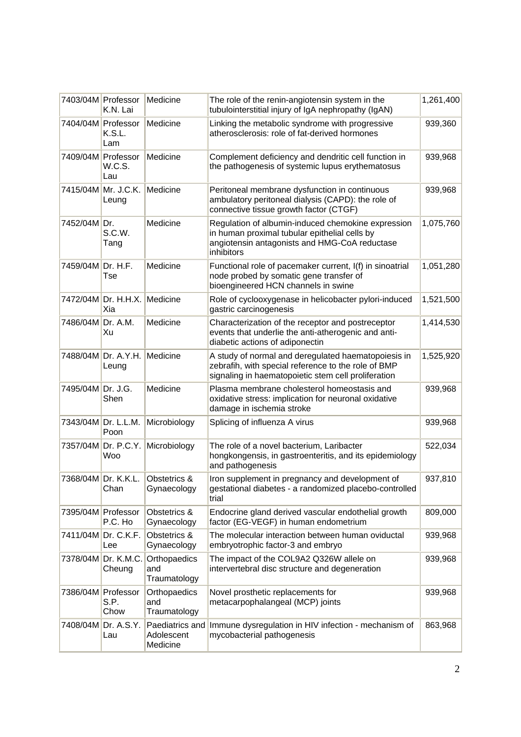| | | | | |
|---|---|---|---|---|
| 7403/04M | Professor K.N. Lai | Medicine | The role of the renin-angiotensin system in the tubulointerstitial injury of IgA nephropathy (IgAN) | 1,261,400 |
| 7404/04M | Professor K.S.L. Lam | Medicine | Linking the metabolic syndrome with progressive atherosclerosis: role of fat-derived hormones | 939,360 |
| 7409/04M | Professor W.C.S. Lau | Medicine | Complement deficiency and dendritic cell function in the pathogenesis of systemic lupus erythematosus | 939,968 |
| 7415/04M | Mr. J.C.K. Leung | Medicine | Peritoneal membrane dysfunction in continuous ambulatory peritoneal dialysis (CAPD): the role of connective tissue growth factor (CTGF) | 939,968 |
| 7452/04M | Dr. S.C.W. Tang | Medicine | Regulation of albumin-induced chemokine expression in human proximal tubular epithelial cells by angiotensin antagonists and HMG-CoA reductase inhibitors | 1,075,760 |
| 7459/04M | Dr. H.F. Tse | Medicine | Functional role of pacemaker current, I(f) in sinoatrial node probed by somatic gene transfer of bioengineered HCN channels in swine | 1,051,280 |
| 7472/04M | Dr. H.H.X. Xia | Medicine | Role of cyclooxygenase in helicobacter pylori-induced gastric carcinogenesis | 1,521,500 |
| 7486/04M | Dr. A.M. Xu | Medicine | Characterization of the receptor and postreceptor events that underlie the anti-atherogenic and anti-diabetic actions of adiponectin | 1,414,530 |
| 7488/04M | Dr. A.Y.H. Leung | Medicine | A study of normal and deregulated haematopoiesis in zebrafih, with special reference to the role of BMP signaling in haematopoietic stem cell proliferation | 1,525,920 |
| 7495/04M | Dr. J.G. Shen | Medicine | Plasma membrane cholesterol homeostasis and oxidative stress: implication for neuronal oxidative damage in ischemia stroke | 939,968 |
| 7343/04M | Dr. L.L.M. Poon | Microbiology | Splicing of influenza A virus | 939,968 |
| 7357/04M | Dr. P.C.Y. Woo | Microbiology | The role of a novel bacterium, Laribacter hongkongensis, in gastroenteritis, and its epidemiology and pathogenesis | 522,034 |
| 7368/04M | Dr. K.K.L. Chan | Obstetrics & Gynaecology | Iron supplement in pregnancy and development of gestational diabetes - a randomized placebo-controlled trial | 937,810 |
| 7395/04M | Professor P.C. Ho | Obstetrics & Gynaecology | Endocrine gland derived vascular endothelial growth factor (EG-VEGF) in human endometrium | 809,000 |
| 7411/04M | Dr. C.K.F. Lee | Obstetrics & Gynaecology | The molecular interaction between human oviductal embryotrophic factor-3 and embryo | 939,968 |
| 7378/04M | Dr. K.M.C. Cheung | Orthopaedics and Traumatology | The impact of the COL9A2 Q326W allele on intervertebral disc structure and degeneration | 939,968 |
| 7386/04M | Professor S.P. Chow | Orthopaedics and Traumatology | Novel prosthetic replacements for metacarpophalangeal (MCP) joints | 939,968 |
| 7408/04M | Dr. A.S.Y. Lau | Paediatrics and Adolescent Medicine | Immune dysregulation in HIV infection - mechanism of mycobacterial pathogenesis | 863,968 |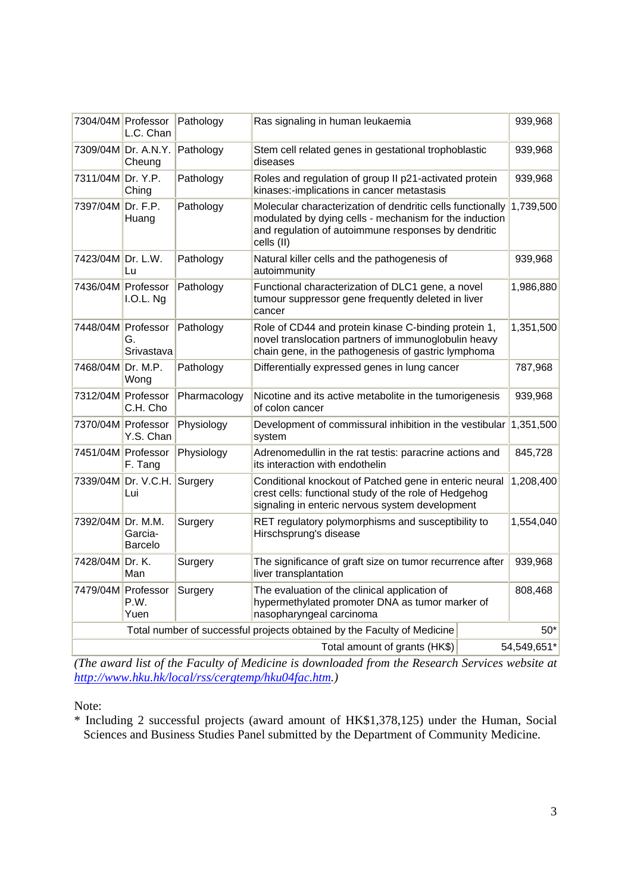| | | | | |
|---|---|---|---|---|
| 7304/04M | Professor L.C. Chan | Pathology | Ras signaling in human leukaemia | 939,968 |
| 7309/04M | Dr. A.N.Y. Cheung | Pathology | Stem cell related genes in gestational trophoblastic diseases | 939,968 |
| 7311/04M | Dr. Y.P. Ching | Pathology | Roles and regulation of group II p21-activated protein kinases:-implications in cancer metastasis | 939,968 |
| 7397/04M | Dr. F.P. Huang | Pathology | Molecular characterization of dendritic cells functionally modulated by dying cells - mechanism for the induction and regulation of autoimmune responses by dendritic cells (II) | 1,739,500 |
| 7423/04M | Dr. L.W. Lu | Pathology | Natural killer cells and the pathogenesis of autoimmunity | 939,968 |
| 7436/04M | Professor I.O.L. Ng | Pathology | Functional characterization of DLC1 gene, a novel tumour suppressor gene frequently deleted in liver cancer | 1,986,880 |
| 7448/04M | Professor G. Srivastava | Pathology | Role of CD44 and protein kinase C-binding protein 1, novel translocation partners of immunoglobulin heavy chain gene, in the pathogenesis of gastric lymphoma | 1,351,500 |
| 7468/04M | Dr. M.P. Wong | Pathology | Differentially expressed genes in lung cancer | 787,968 |
| 7312/04M | Professor C.H. Cho | Pharmacology | Nicotine and its active metabolite in the tumorigenesis of colon cancer | 939,968 |
| 7370/04M | Professor Y.S. Chan | Physiology | Development of commissural inhibition in the vestibular system | 1,351,500 |
| 7451/04M | Professor F. Tang | Physiology | Adrenomedullin in the rat testis: paracrine actions and its interaction with endothelin | 845,728 |
| 7339/04M | Dr. V.C.H. Lui | Surgery | Conditional knockout of Patched gene in enteric neural crest cells: functional study of the role of Hedgehog signaling in enteric nervous system development | 1,208,400 |
| 7392/04M | Dr. M.M. Garcia-Barcelo | Surgery | RET regulatory polymorphisms and susceptibility to Hirschsprung's disease | 1,554,040 |
| 7428/04M | Dr. K. Man | Surgery | The significance of graft size on tumor recurrence after liver transplantation | 939,968 |
| 7479/04M | Professor P.W. Yuen | Surgery | The evaluation of the clinical application of hypermethylated promoter DNA as tumor marker of nasopharyngeal carcinoma | 808,468 |
| Total number of successful projects obtained by the Faculty of Medicine | | | | 50* |
| Total amount of grants (HK$) | | | | 54,549,651* |

*(The award list of the Faculty of Medicine is downloaded from the Research Services website at http://www.hku.hk/local/rss/cergtemp/hku04fac.htm.)*

Note:

* Including 2 successful projects (award amount of HK$1,378,125) under the Human, Social Sciences and Business Studies Panel submitted by the Department of Community Medicine.